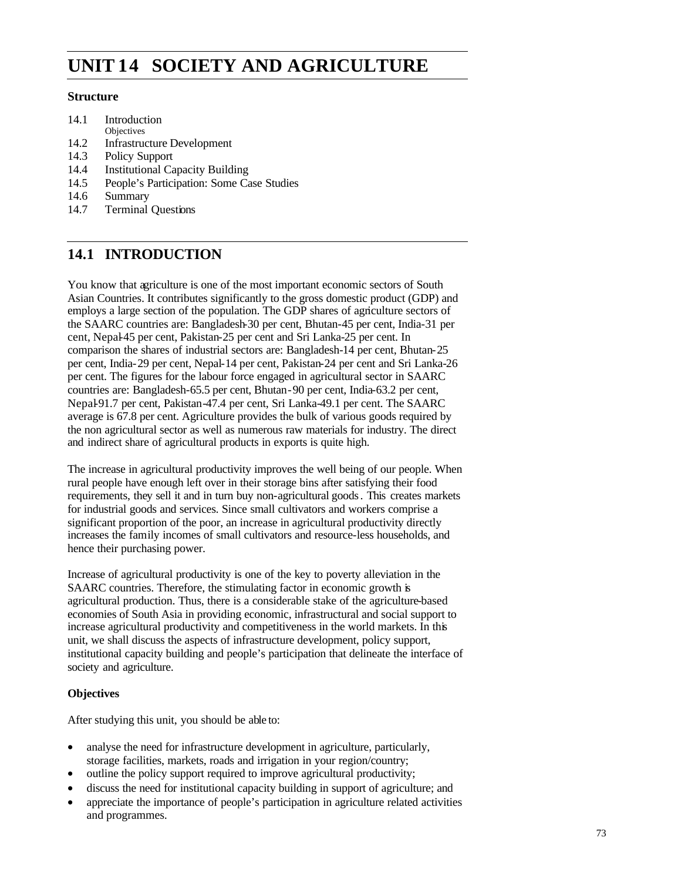# UNIT 14 SOCIETY AND AGRICULTURE

### Structure

14.1 Introduction
     Objectives
14.2 Infrastructure Development
14.3 Policy Support
14.4 Institutional Capacity Building
14.5 People's Participation: Some Case Studies
14.6 Summary
14.7 Terminal Questions

## 14.1 INTRODUCTION

You know that agriculture is one of the most important economic sectors of South Asian Countries. It contributes significantly to the gross domestic product (GDP) and employs a large section of the population. The GDP shares of agriculture sectors of the SAARC countries are: Bangladesh-30 per cent, Bhutan-45 per cent, India-31 per cent, Nepal-45 per cent, Pakistan-25 per cent and Sri Lanka-25 per cent. In comparison the shares of industrial sectors are: Bangladesh-14 per cent, Bhutan-25 per cent, India-29 per cent, Nepal-14 per cent, Pakistan-24 per cent and Sri Lanka-26 per cent. The figures for the labour force engaged in agricultural sector in SAARC countries are: Bangladesh-65.5 per cent, Bhutan-90 per cent, India-63.2 per cent, Nepal-91.7 per cent, Pakistan-47.4 per cent, Sri Lanka-49.1 per cent. The SAARC average is 67.8 per cent. Agriculture provides the bulk of various goods required by the non agricultural sector as well as numerous raw materials for industry. The direct and indirect share of agricultural products in exports is quite high.

The increase in agricultural productivity improves the well being of our people. When rural people have enough left over in their storage bins after satisfying their food requirements, they sell it and in turn buy non-agricultural goods. This creates markets for industrial goods and services. Since small cultivators and workers comprise a significant proportion of the poor, an increase in agricultural productivity directly increases the family incomes of small cultivators and resource-less households, and hence their purchasing power.

Increase of agricultural productivity is one of the key to poverty alleviation in the SAARC countries. Therefore, the stimulating factor in economic growth is agricultural production. Thus, there is a considerable stake of the agriculture-based economies of South Asia in providing economic, infrastructural and social support to increase agricultural productivity and competitiveness in the world markets. In this unit, we shall discuss the aspects of infrastructure development, policy support, institutional capacity building and people's participation that delineate the interface of society and agriculture.

### Objectives

After studying this unit, you should be able to:

- analyse the need for infrastructure development in agriculture, particularly, storage facilities, markets, roads and irrigation in your region/country;
- outline the policy support required to improve agricultural productivity;
- discuss the need for institutional capacity building in support of agriculture; and
- appreciate the importance of people's participation in agriculture related activities and programmes.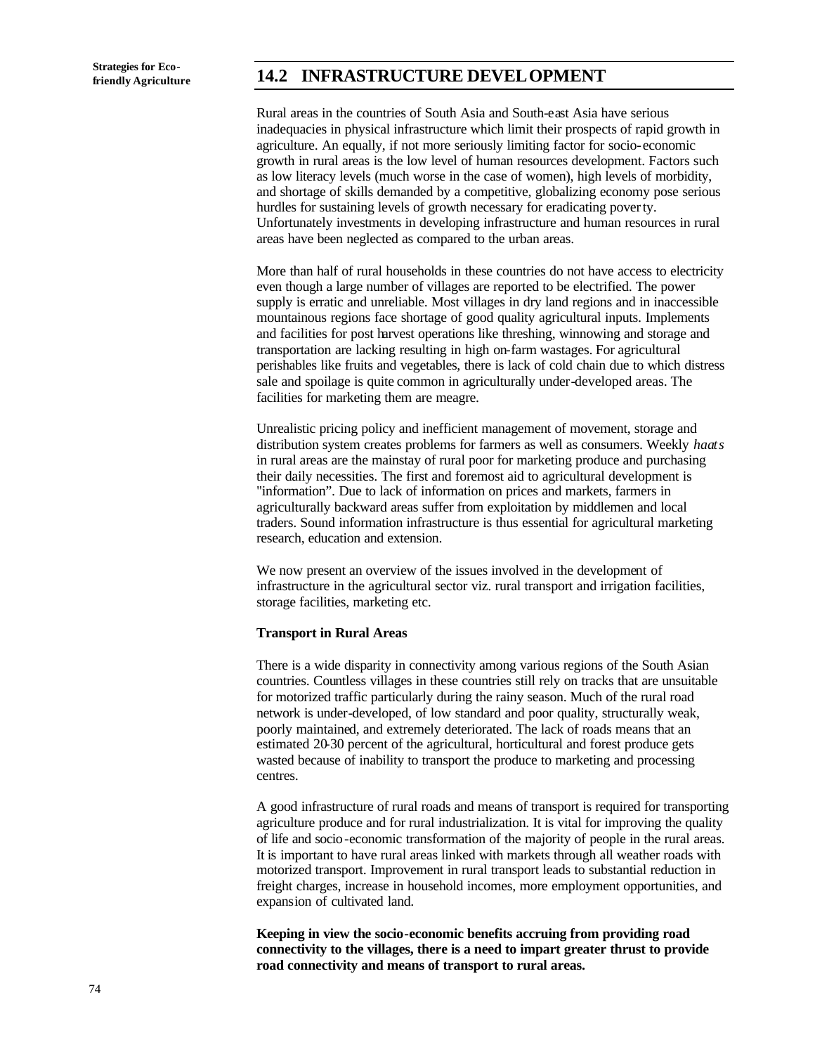## 14.2 INFRASTRUCTURE DEVELOPMENT

Rural areas in the countries of South Asia and South-east Asia have serious inadequacies in physical infrastructure which limit their prospects of rapid growth in agriculture. An equally, if not more seriously limiting factor for socio-economic growth in rural areas is the low level of human resources development. Factors such as low literacy levels (much worse in the case of women), high levels of morbidity, and shortage of skills demanded by a competitive, globalizing economy pose serious hurdles for sustaining levels of growth necessary for eradicating poverty. Unfortunately investments in developing infrastructure and human resources in rural areas have been neglected as compared to the urban areas.

More than half of rural households in these countries do not have access to electricity even though a large number of villages are reported to be electrified. The power supply is erratic and unreliable. Most villages in dry land regions and in inaccessible mountainous regions face shortage of good quality agricultural inputs. Implements and facilities for post harvest operations like threshing, winnowing and storage and transportation are lacking resulting in high on-farm wastages. For agricultural perishables like fruits and vegetables, there is lack of cold chain due to which distress sale and spoilage is quite common in agriculturally under-developed areas. The facilities for marketing them are meagre.

Unrealistic pricing policy and inefficient management of movement, storage and distribution system creates problems for farmers as well as consumers. Weekly *haats* in rural areas are the mainstay of rural poor for marketing produce and purchasing their daily necessities. The first and foremost aid to agricultural development is "information". Due to lack of information on prices and markets, farmers in agriculturally backward areas suffer from exploitation by middlemen and local traders. Sound information infrastructure is thus essential for agricultural marketing research, education and extension.

We now present an overview of the issues involved in the development of infrastructure in the agricultural sector viz. rural transport and irrigation facilities, storage facilities, marketing etc.

**Transport in Rural Areas**

There is a wide disparity in connectivity among various regions of the South Asian countries. Countless villages in these countries still rely on tracks that are unsuitable for motorized traffic particularly during the rainy season. Much of the rural road network is under-developed, of low standard and poor quality, structurally weak, poorly maintained, and extremely deteriorated. The lack of roads means that an estimated 20-30 percent of the agricultural, horticultural and forest produce gets wasted because of inability to transport the produce to marketing and processing centres.

A good infrastructure of rural roads and means of transport is required for transporting agriculture produce and for rural industrialization. It is vital for improving the quality of life and socio-economic transformation of the majority of people in the rural areas. It is important to have rural areas linked with markets through all weather roads with motorized transport. Improvement in rural transport leads to substantial reduction in freight charges, increase in household incomes, more employment opportunities, and expansion of cultivated land.

**Keeping in view the socio-economic benefits accruing from providing road connectivity to the villages, there is a need to impart greater thrust to provide road connectivity and means of transport to rural areas.**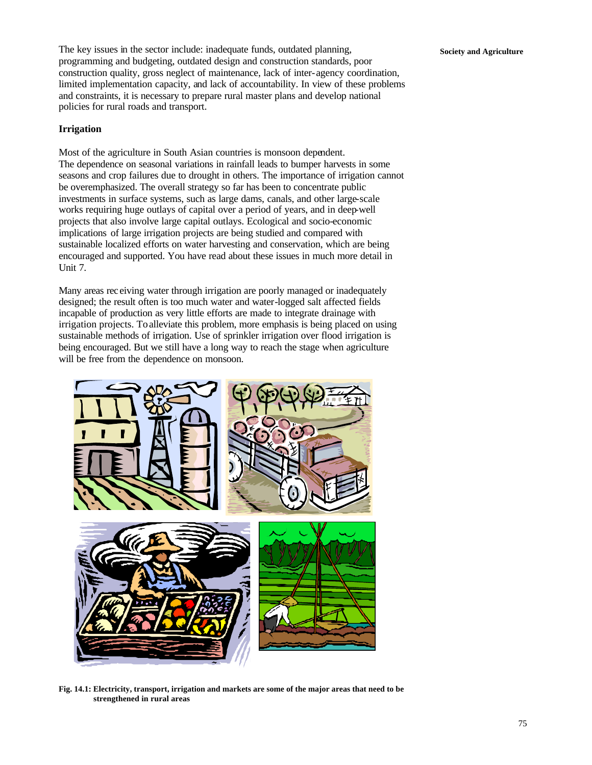The key issues in the sector include: inadequate funds, outdated planning, programming and budgeting, outdated design and construction standards, poor construction quality, gross neglect of maintenance, lack of inter-agency coordination, limited implementation capacity, and lack of accountability. In view of these problems and constraints, it is necessary to prepare rural master plans and develop national policies for rural roads and transport.

### Irrigation

Most of the agriculture in South Asian countries is monsoon dependent. The dependence on seasonal variations in rainfall leads to bumper harvests in some seasons and crop failures due to drought in others. The importance of irrigation cannot be overemphasized. The overall strategy so far has been to concentrate public investments in surface systems, such as large dams, canals, and other large-scale works requiring huge outlays of capital over a period of years, and in deep-well projects that also involve large capital outlays. Ecological and socio-economic implications of large irrigation projects are being studied and compared with sustainable localized efforts on water harvesting and conservation, which are being encouraged and supported. You have read about these issues in much more detail in Unit 7.

Many areas receiving water through irrigation are poorly managed or inadequately designed; the result often is too much water and water-logged salt affected fields incapable of production as very little efforts are made to integrate drainage with irrigation projects. To alleviate this problem, more emphasis is being placed on using sustainable methods of irrigation. Use of sprinkler irrigation over flood irrigation is being encouraged. But we still have a long way to reach the stage when agriculture will be free from the dependence on monsoon.

**Fig. 14.1: Electricity, transport, irrigation and markets are some of the major areas that need to be strengthened in rural areas**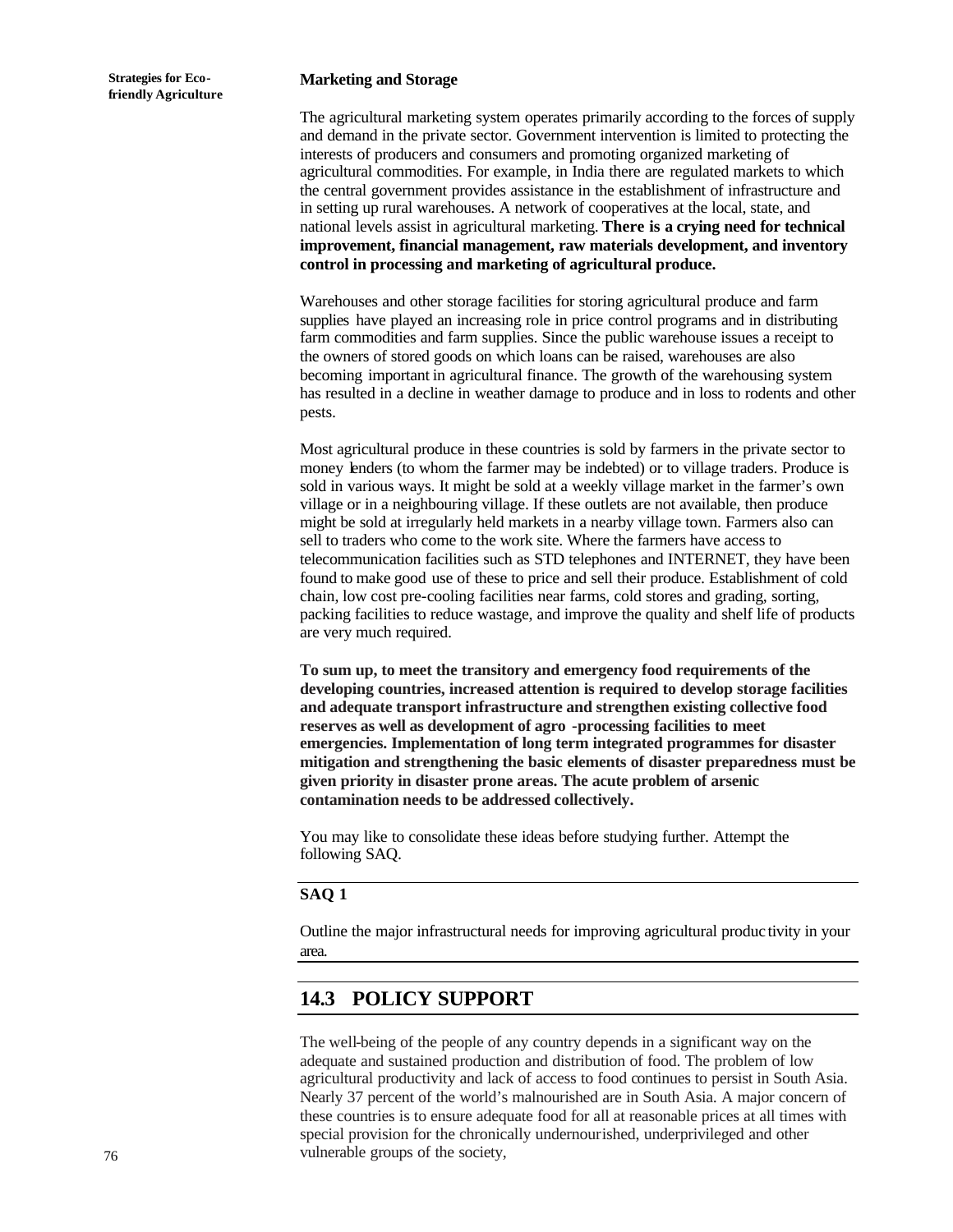**Marketing and Storage**

The agricultural marketing system operates primarily according to the forces of supply and demand in the private sector. Government intervention is limited to protecting the interests of producers and consumers and promoting organized marketing of agricultural commodities. For example, in India there are regulated markets to which the central government provides assistance in the establishment of infrastructure and in setting up rural warehouses. A network of cooperatives at the local, state, and national levels assist in agricultural marketing. **There is a crying need for technical improvement, financial management, raw materials development, and inventory control in processing and marketing of agricultural produce.**

Warehouses and other storage facilities for storing agricultural produce and farm supplies have played an increasing role in price control programs and in distributing farm commodities and farm supplies. Since the public warehouse issues a receipt to the owners of stored goods on which loans can be raised, warehouses are also becoming important in agricultural finance. The growth of the warehousing system has resulted in a decline in weather damage to produce and in loss to rodents and other pests.

Most agricultural produce in these countries is sold by farmers in the private sector to money lenders (to whom the farmer may be indebted) or to village traders. Produce is sold in various ways. It might be sold at a weekly village market in the farmer's own village or in a neighbouring village. If these outlets are not available, then produce might be sold at irregularly held markets in a nearby village town. Farmers also can sell to traders who come to the work site. Where the farmers have access to telecommunication facilities such as STD telephones and INTERNET, they have been found to make good use of these to price and sell their produce. Establishment of cold chain, low cost pre-cooling facilities near farms, cold stores and grading, sorting, packing facilities to reduce wastage, and improve the quality and shelf life of products are very much required.

**To sum up, to meet the transitory and emergency food requirements of the developing countries, increased attention is required to develop storage facilities and adequate transport infrastructure and strengthen existing collective food reserves as well as development of agro -processing facilities to meet emergencies. Implementation of long term integrated programmes for disaster mitigation and strengthening the basic elements of disaster preparedness must be given priority in disaster prone areas. The acute problem of arsenic contamination needs to be addressed collectively.**

You may like to consolidate these ideas before studying further. Attempt the following SAQ.

**SAQ 1**

Outline the major infrastructural needs for improving agricultural productivity in your area.

## 14.3 POLICY SUPPORT

The well-being of the people of any country depends in a significant way on the adequate and sustained production and distribution of food. The problem of low agricultural productivity and lack of access to food continues to persist in South Asia. Nearly 37 percent of the world's malnourished are in South Asia. A major concern of these countries is to ensure adequate food for all at reasonable prices at all times with special provision for the chronically undernourished, underprivileged and other vulnerable groups of the society,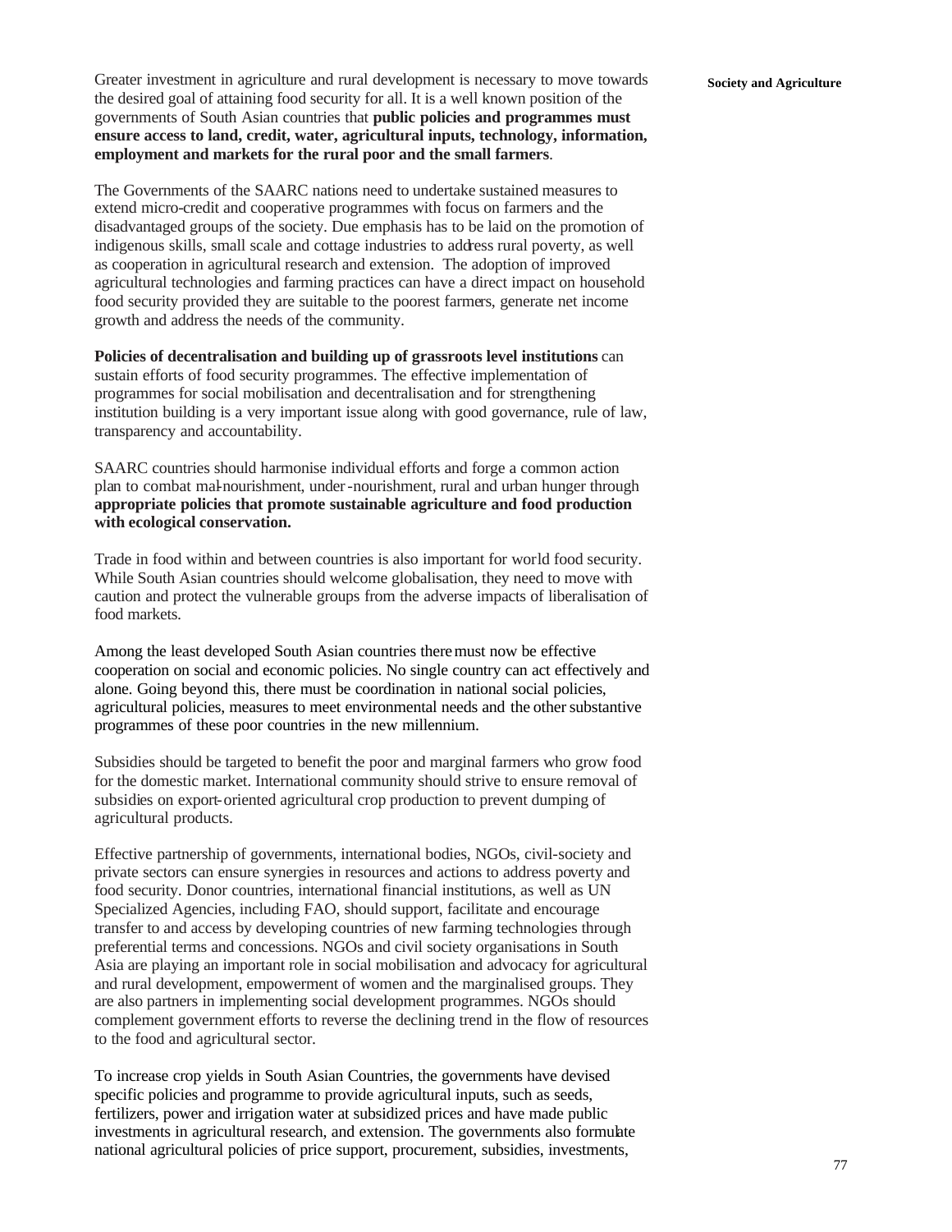Greater investment in agriculture and rural development is necessary to move towards the desired goal of attaining food security for all. It is a well known position of the governments of South Asian countries that **public policies and programmes must ensure access to land, credit, water, agricultural inputs, technology, information, employment and markets for the rural poor and the small farmers**.

The Governments of the SAARC nations need to undertake sustained measures to extend micro-credit and cooperative programmes with focus on farmers and the disadvantaged groups of the society. Due emphasis has to be laid on the promotion of indigenous skills, small scale and cottage industries to address rural poverty, as well as cooperation in agricultural research and extension. The adoption of improved agricultural technologies and farming practices can have a direct impact on household food security provided they are suitable to the poorest farmers, generate net income growth and address the needs of the community.

**Policies of decentralisation and building up of grassroots level institutions** can sustain efforts of food security programmes. The effective implementation of programmes for social mobilisation and decentralisation and for strengthening institution building is a very important issue along with good governance, rule of law, transparency and accountability.

SAARC countries should harmonise individual efforts and forge a common action plan to combat mal-nourishment, under-nourishment, rural and urban hunger through **appropriate policies that promote sustainable agriculture and food production with ecological conservation.**

Trade in food within and between countries is also important for world food security. While South Asian countries should welcome globalisation, they need to move with caution and protect the vulnerable groups from the adverse impacts of liberalisation of food markets.

Among the least developed South Asian countries there must now be effective cooperation on social and economic policies. No single country can act effectively and alone. Going beyond this, there must be coordination in national social policies, agricultural policies, measures to meet environmental needs and the other substantive programmes of these poor countries in the new millennium.

Subsidies should be targeted to benefit the poor and marginal farmers who grow food for the domestic market. International community should strive to ensure removal of subsidies on export-oriented agricultural crop production to prevent dumping of agricultural products.

Effective partnership of governments, international bodies, NGOs, civil-society and private sectors can ensure synergies in resources and actions to address poverty and food security. Donor countries, international financial institutions, as well as UN Specialized Agencies, including FAO, should support, facilitate and encourage transfer to and access by developing countries of new farming technologies through preferential terms and concessions. NGOs and civil society organisations in South Asia are playing an important role in social mobilisation and advocacy for agricultural and rural development, empowerment of women and the marginalised groups. They are also partners in implementing social development programmes. NGOs should complement government efforts to reverse the declining trend in the flow of resources to the food and agricultural sector.

To increase crop yields in South Asian Countries, the governments have devised specific policies and programme to provide agricultural inputs, such as seeds, fertilizers, power and irrigation water at subsidized prices and have made public investments in agricultural research, and extension. The governments also formulate national agricultural policies of price support, procurement, subsidies, investments,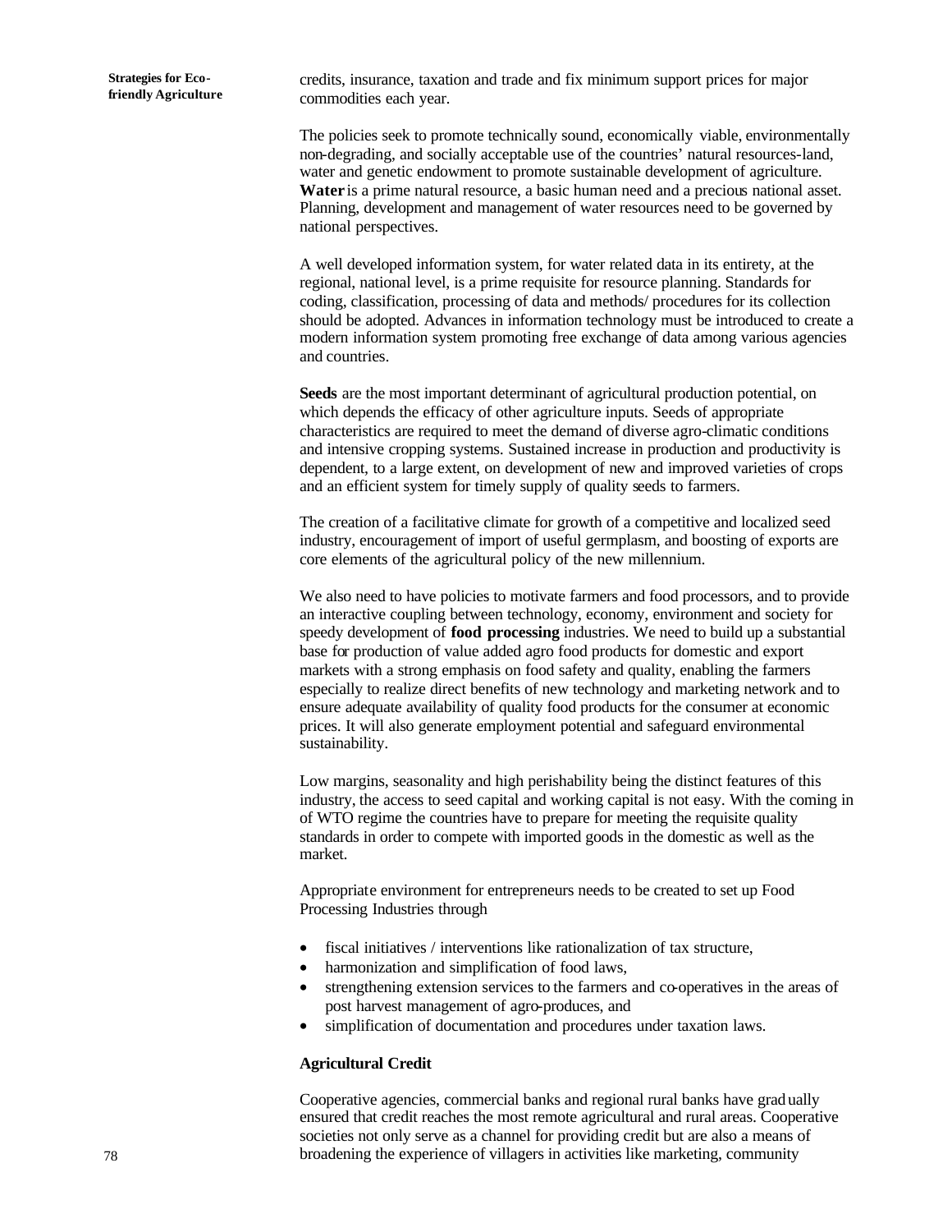credits, insurance, taxation and trade and fix minimum support prices for major commodities each year.

The policies seek to promote technically sound, economically viable, environmentally non-degrading, and socially acceptable use of the countries' natural resources-land, water and genetic endowment to promote sustainable development of agriculture. **Water** is a prime natural resource, a basic human need and a precious national asset. Planning, development and management of water resources need to be governed by national perspectives.

A well developed information system, for water related data in its entirety, at the regional, national level, is a prime requisite for resource planning. Standards for coding, classification, processing of data and methods/ procedures for its collection should be adopted. Advances in information technology must be introduced to create a modern information system promoting free exchange of data among various agencies and countries.

**Seeds** are the most important determinant of agricultural production potential, on which depends the efficacy of other agriculture inputs. Seeds of appropriate characteristics are required to meet the demand of diverse agro-climatic conditions and intensive cropping systems. Sustained increase in production and productivity is dependent, to a large extent, on development of new and improved varieties of crops and an efficient system for timely supply of quality seeds to farmers.

The creation of a facilitative climate for growth of a competitive and localized seed industry, encouragement of import of useful germplasm, and boosting of exports are core elements of the agricultural policy of the new millennium.

We also need to have policies to motivate farmers and food processors, and to provide an interactive coupling between technology, economy, environment and society for speedy development of **food processing** industries. We need to build up a substantial base for production of value added agro food products for domestic and export markets with a strong emphasis on food safety and quality, enabling the farmers especially to realize direct benefits of new technology and marketing network and to ensure adequate availability of quality food products for the consumer at economic prices. It will also generate employment potential and safeguard environmental sustainability.

Low margins, seasonality and high perishability being the distinct features of this industry, the access to seed capital and working capital is not easy. With the coming in of WTO regime the countries have to prepare for meeting the requisite quality standards in order to compete with imported goods in the domestic as well as the market.

Appropriate environment for entrepreneurs needs to be created to set up Food Processing Industries through

- fiscal initiatives / interventions like rationalization of tax structure,
- harmonization and simplification of food laws,
- strengthening extension services to the farmers and co-operatives in the areas of post harvest management of agro-produces, and
- simplification of documentation and procedures under taxation laws.

### Agricultural Credit

Cooperative agencies, commercial banks and regional rural banks have gradually ensured that credit reaches the most remote agricultural and rural areas. Cooperative societies not only serve as a channel for providing credit but are also a means of broadening the experience of villagers in activities like marketing, community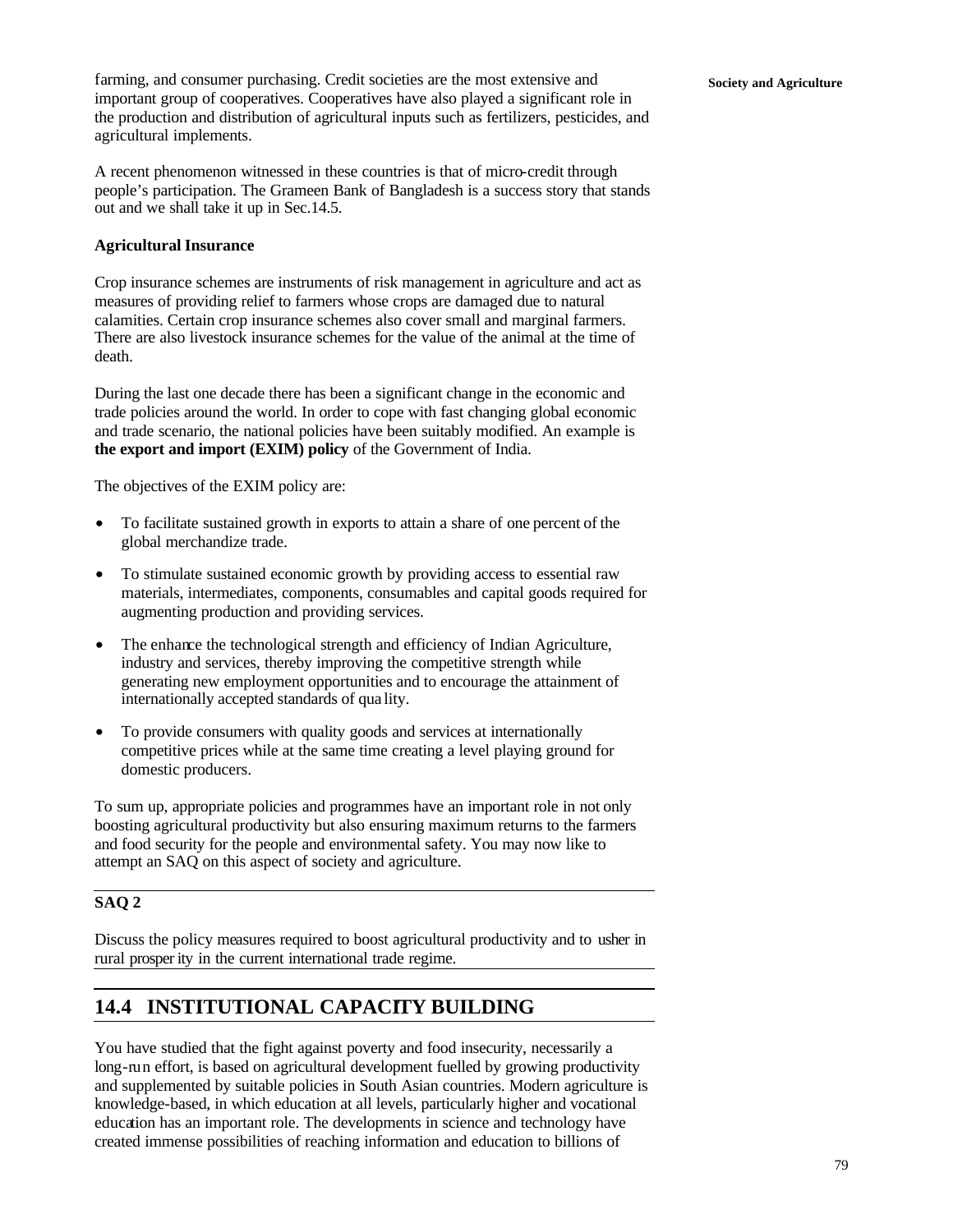farming, and consumer purchasing. Credit societies are the most extensive and important group of cooperatives. Cooperatives have also played a significant role in the production and distribution of agricultural inputs such as fertilizers, pesticides, and agricultural implements.

A recent phenomenon witnessed in these countries is that of micro-credit through people's participation. The Grameen Bank of Bangladesh is a success story that stands out and we shall take it up in Sec.14.5.

**Agricultural Insurance**

Crop insurance schemes are instruments of risk management in agriculture and act as measures of providing relief to farmers whose crops are damaged due to natural calamities. Certain crop insurance schemes also cover small and marginal farmers. There are also livestock insurance schemes for the value of the animal at the time of death.

During the last one decade there has been a significant change in the economic and trade policies around the world. In order to cope with fast changing global economic and trade scenario, the national policies have been suitably modified. An example is **the export and import (EXIM) policy** of the Government of India.

The objectives of the EXIM policy are:

- To facilitate sustained growth in exports to attain a share of one percent of the global merchandize trade.
- To stimulate sustained economic growth by providing access to essential raw materials, intermediates, components, consumables and capital goods required for augmenting production and providing services.
- The enhance the technological strength and efficiency of Indian Agriculture, industry and services, thereby improving the competitive strength while generating new employment opportunities and to encourage the attainment of internationally accepted standards of quality.
- To provide consumers with quality goods and services at internationally competitive prices while at the same time creating a level playing ground for domestic producers.

To sum up, appropriate policies and programmes have an important role in not only boosting agricultural productivity but also ensuring maximum returns to the farmers and food security for the people and environmental safety. You may now like to attempt an SAQ on this aspect of society and agriculture.

---

**SAQ 2**

Discuss the policy measures required to boost agricultural productivity and to usher in rural prosperity in the current international trade regime.

---

## 14.4 INSTITUTIONAL CAPACITY BUILDING

You have studied that the fight against poverty and food insecurity, necessarily a long-run effort, is based on agricultural development fuelled by growing productivity and supplemented by suitable policies in South Asian countries. Modern agriculture is knowledge-based, in which education at all levels, particularly higher and vocational education has an important role. The developments in science and technology have created immense possibilities of reaching information and education to billions of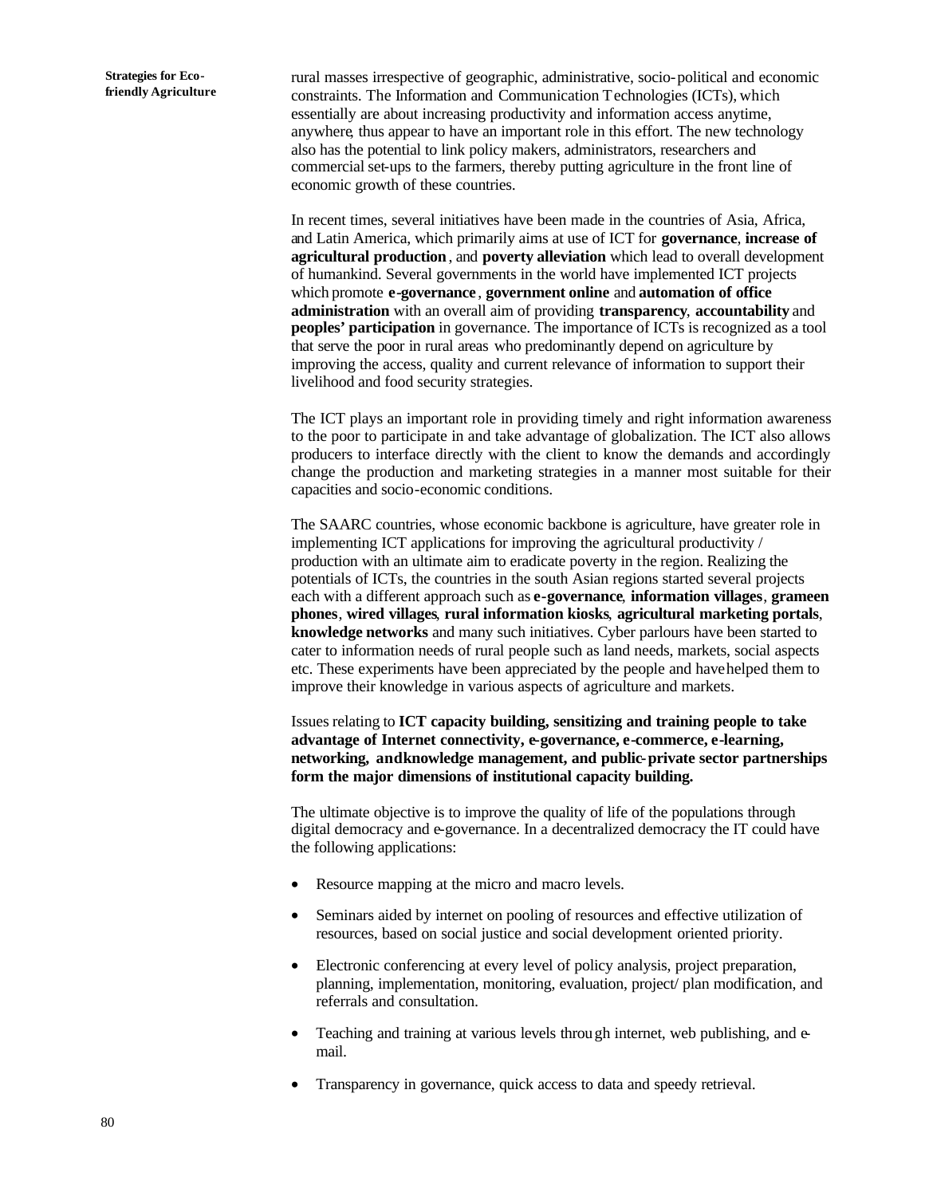rural masses irrespective of geographic, administrative, socio-political and economic constraints. The Information and Communication Technologies (ICTs), which essentially are about increasing productivity and information access anytime, anywhere, thus appear to have an important role in this effort. The new technology also has the potential to link policy makers, administrators, researchers and commercial set-ups to the farmers, thereby putting agriculture in the front line of economic growth of these countries.

In recent times, several initiatives have been made in the countries of Asia, Africa, and Latin America, which primarily aims at use of ICT for **governance**, **increase of agricultural production**, and **poverty alleviation** which lead to overall development of humankind. Several governments in the world have implemented ICT projects which promote **e-governance**, **government online** and **automation of office administration** with an overall aim of providing **transparency**, **accountability** and **peoples' participation** in governance. The importance of ICTs is recognized as a tool that serve the poor in rural areas who predominantly depend on agriculture by improving the access, quality and current relevance of information to support their livelihood and food security strategies.

The ICT plays an important role in providing timely and right information awareness to the poor to participate in and take advantage of globalization. The ICT also allows producers to interface directly with the client to know the demands and accordingly change the production and marketing strategies in a manner most suitable for their capacities and socio-economic conditions.

The SAARC countries, whose economic backbone is agriculture, have greater role in implementing ICT applications for improving the agricultural productivity / production with an ultimate aim to eradicate poverty in the region. Realizing the potentials of ICTs, the countries in the south Asian regions started several projects each with a different approach such as **e-governance**, **information villages**, **grameen phones**, **wired villages**, **rural information kiosks**, **agricultural marketing portals**, **knowledge networks** and many such initiatives. Cyber parlours have been started to cater to information needs of rural people such as land needs, markets, social aspects etc. These experiments have been appreciated by the people and have helped them to improve their knowledge in various aspects of agriculture and markets.

Issues relating to **ICT capacity building, sensitizing and training people to take advantage of Internet connectivity, e-governance, e-commerce, e-learning, networking, and knowledge management, and public-private sector partnerships form the major dimensions of institutional capacity building.**

The ultimate objective is to improve the quality of life of the populations through digital democracy and e-governance. In a decentralized democracy the IT could have the following applications:

- Resource mapping at the micro and macro levels.
- Seminars aided by internet on pooling of resources and effective utilization of resources, based on social justice and social development oriented priority.
- Electronic conferencing at every level of policy analysis, project preparation, planning, implementation, monitoring, evaluation, project/ plan modification, and referrals and consultation.
- Teaching and training at various levels through internet, web publishing, and e-mail.
- Transparency in governance, quick access to data and speedy retrieval.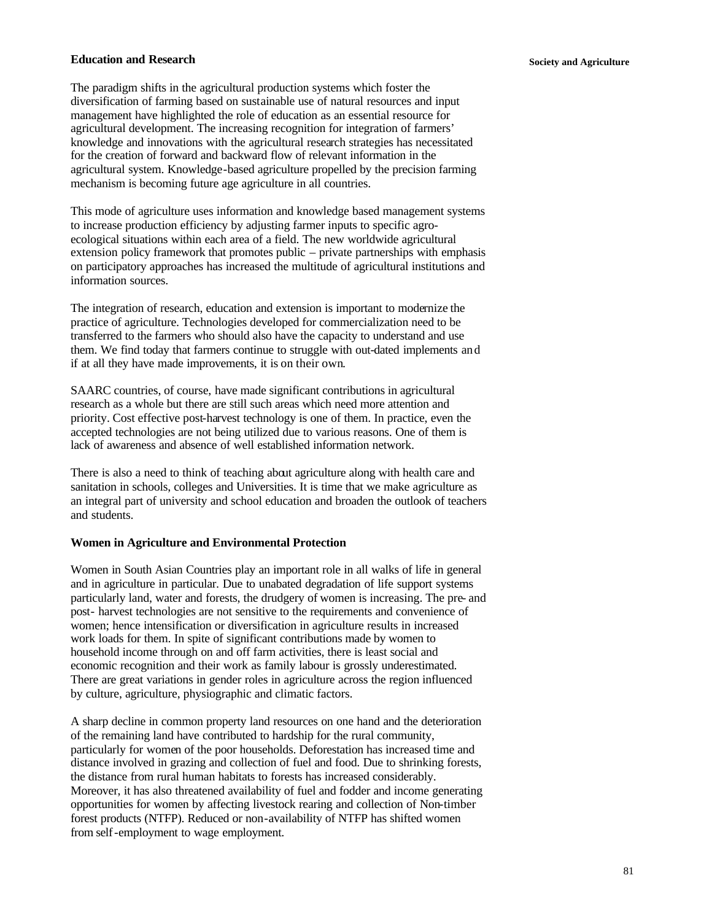## Education and Research

The paradigm shifts in the agricultural production systems which foster the diversification of farming based on sustainable use of natural resources and input management have highlighted the role of education as an essential resource for agricultural development. The increasing recognition for integration of farmers' knowledge and innovations with the agricultural research strategies has necessitated for the creation of forward and backward flow of relevant information in the agricultural system. Knowledge-based agriculture propelled by the precision farming mechanism is becoming future age agriculture in all countries.

This mode of agriculture uses information and knowledge based management systems to increase production efficiency by adjusting farmer inputs to specific agro-ecological situations within each area of a field. The new worldwide agricultural extension policy framework that promotes public – private partnerships with emphasis on participatory approaches has increased the multitude of agricultural institutions and information sources.

The integration of research, education and extension is important to modernize the practice of agriculture. Technologies developed for commercialization need to be transferred to the farmers who should also have the capacity to understand and use them. We find today that farmers continue to struggle with out-dated implements and if at all they have made improvements, it is on their own.

SAARC countries, of course, have made significant contributions in agricultural research as a whole but there are still such areas which need more attention and priority. Cost effective post-harvest technology is one of them. In practice, even the accepted technologies are not being utilized due to various reasons. One of them is lack of awareness and absence of well established information network.

There is also a need to think of teaching about agriculture along with health care and sanitation in schools, colleges and Universities. It is time that we make agriculture as an integral part of university and school education and broaden the outlook of teachers and students.

## Women in Agriculture and Environmental Protection

Women in South Asian Countries play an important role in all walks of life in general and in agriculture in particular. Due to unabated degradation of life support systems particularly land, water and forests, the drudgery of women is increasing. The pre- and post- harvest technologies are not sensitive to the requirements and convenience of women; hence intensification or diversification in agriculture results in increased work loads for them. In spite of significant contributions made by women to household income through on and off farm activities, there is least social and economic recognition and their work as family labour is grossly underestimated. There are great variations in gender roles in agriculture across the region influenced by culture, agriculture, physiographic and climatic factors.

A sharp decline in common property land resources on one hand and the deterioration of the remaining land have contributed to hardship for the rural community, particularly for women of the poor households. Deforestation has increased time and distance involved in grazing and collection of fuel and food. Due to shrinking forests, the distance from rural human habitats to forests has increased considerably. Moreover, it has also threatened availability of fuel and fodder and income generating opportunities for women by affecting livestock rearing and collection of Non-timber forest products (NTFP). Reduced or non-availability of NTFP has shifted women from self-employment to wage employment.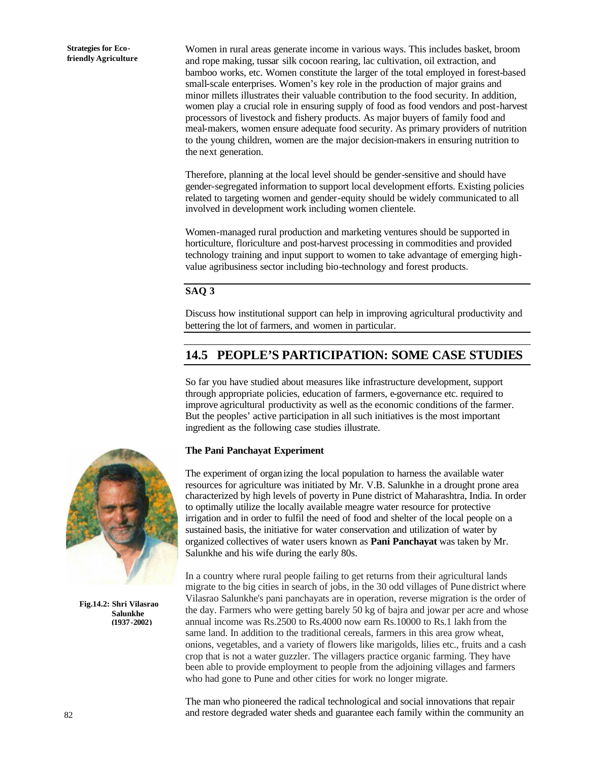Women in rural areas generate income in various ways. This includes basket, broom and rope making, tussar silk cocoon rearing, lac cultivation, oil extraction, and bamboo works, etc. Women constitute the larger of the total employed in forest-based small-scale enterprises. Women's key role in the production of major grains and minor millets illustrates their valuable contribution to the food security. In addition, women play a crucial role in ensuring supply of food as food vendors and post-harvest processors of livestock and fishery products. As major buyers of family food and meal-makers, women ensure adequate food security. As primary providers of nutrition to the young children, women are the major decision-makers in ensuring nutrition to the next generation.

Therefore, planning at the local level should be gender-sensitive and should have gender-segregated information to support local development efforts. Existing policies related to targeting women and gender-equity should be widely communicated to all involved in development work including women clientele.

Women-managed rural production and marketing ventures should be supported in horticulture, floriculture and post-harvest processing in commodities and provided technology training and input support to women to take advantage of emerging high-value agribusiness sector including bio-technology and forest products.

**SAQ 3**

Discuss how institutional support can help in improving agricultural productivity and bettering the lot of farmers, and women in particular.

## 14.5 PEOPLE'S PARTICIPATION: SOME CASE STUDIES

So far you have studied about measures like infrastructure development, support through appropriate policies, education of farmers, e-governance etc. required to improve agricultural productivity as well as the economic conditions of the farmer. But the peoples' active participation in all such initiatives is the most important ingredient as the following case studies illustrate.

**The Pani Panchayat Experiment**

The experiment of organizing the local population to harness the available water resources for agriculture was initiated by Mr. V.B. Salunkhe in a drought prone area characterized by high levels of poverty in Pune district of Maharashtra, India. In order to optimally utilize the locally available meagre water resource for protective irrigation and in order to fulfil the need of food and shelter of the local people on a sustained basis, the initiative for water conservation and utilization of water by organized collectives of water users known as **Pani Panchayat** was taken by Mr. Salunkhe and his wife during the early 80s.

**Fig.14.2: Shri Vilasrao Salunkhe (1937-2002)**

In a country where rural people failing to get returns from their agricultural lands migrate to the big cities in search of jobs, in the 30 odd villages of Pune district where Vilasrao Salunkhe's pani panchayats are in operation, reverse migration is the order of the day. Farmers who were getting barely 50 kg of bajra and jowar per acre and whose annual income was Rs.2500 to Rs.4000 now earn Rs.10000 to Rs.1 lakh from the same land. In addition to the traditional cereals, farmers in this area grow wheat, onions, vegetables, and a variety of flowers like marigolds, lilies etc., fruits and a cash crop that is not a water guzzler. The villagers practice organic farming. They have been able to provide employment to people from the adjoining villages and farmers who had gone to Pune and other cities for work no longer migrate.

The man who pioneered the radical technological and social innovations that repair and restore degraded water sheds and guarantee each family within the community an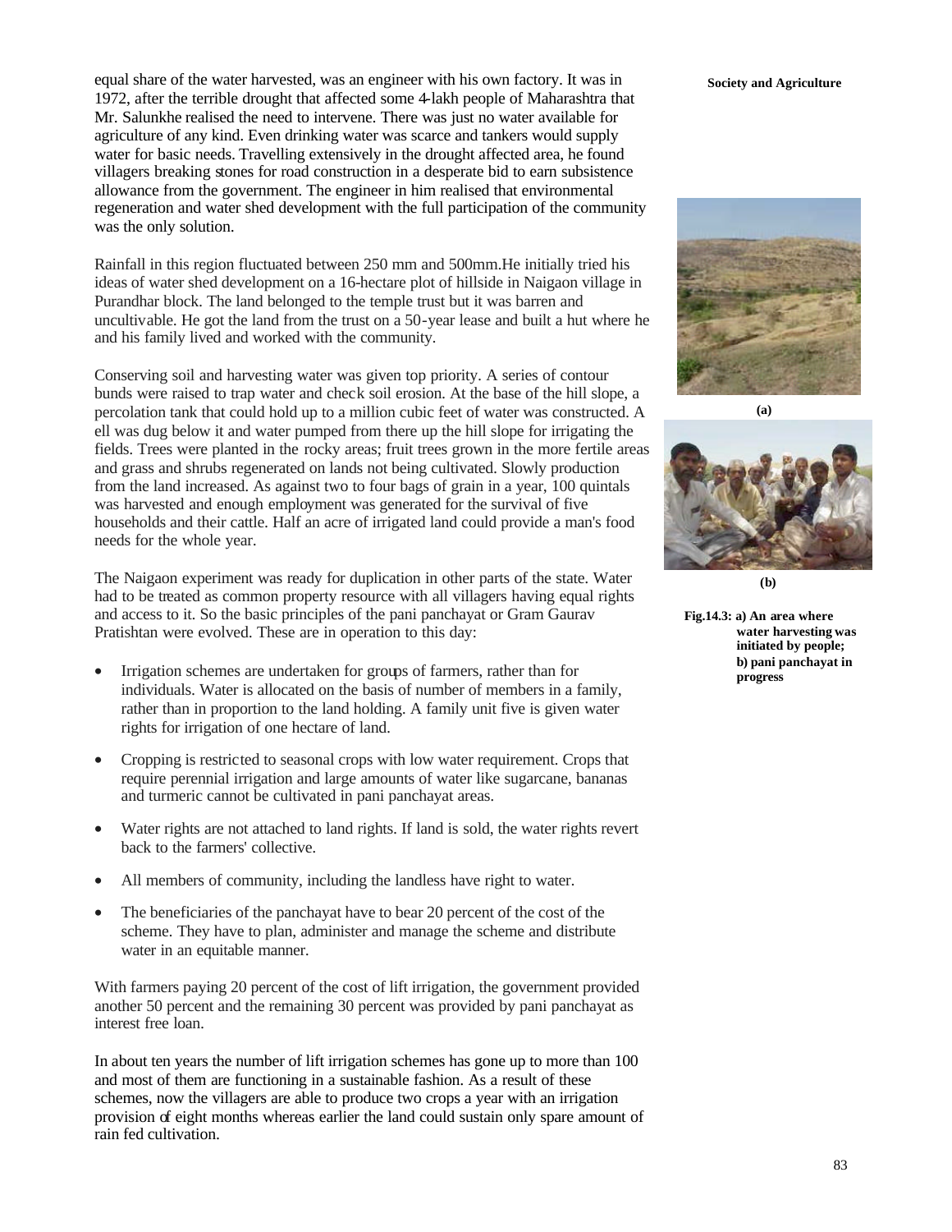equal share of the water harvested, was an engineer with his own factory. It was in 1972, after the terrible drought that affected some 4-lakh people of Maharashtra that Mr. Salunkhe realised the need to intervene. There was just no water available for agriculture of any kind. Even drinking water was scarce and tankers would supply water for basic needs. Travelling extensively in the drought affected area, he found villagers breaking stones for road construction in a desperate bid to earn subsistence allowance from the government. The engineer in him realised that environmental regeneration and water shed development with the full participation of the community was the only solution.

Rainfall in this region fluctuated between 250 mm and 500mm.He initially tried his ideas of water shed development on a 16-hectare plot of hillside in Naigaon village in Purandhar block. The land belonged to the temple trust but it was barren and uncultivable. He got the land from the trust on a 50-year lease and built a hut where he and his family lived and worked with the community.

Conserving soil and harvesting water was given top priority. A series of contour bunds were raised to trap water and check soil erosion. At the base of the hill slope, a percolation tank that could hold up to a million cubic feet of water was constructed. A ell was dug below it and water pumped from there up the hill slope for irrigating the fields. Trees were planted in the rocky areas; fruit trees grown in the more fertile areas and grass and shrubs regenerated on lands not being cultivated. Slowly production from the land increased. As against two to four bags of grain in a year, 100 quintals was harvested and enough employment was generated for the survival of five households and their cattle. Half an acre of irrigated land could provide a man's food needs for the whole year.

The Naigaon experiment was ready for duplication in other parts of the state. Water had to be treated as common property resource with all villagers having equal rights and access to it. So the basic principles of the pani panchayat or Gram Gaurav Pratishtan were evolved. These are in operation to this day:

- Irrigation schemes are undertaken for groups of farmers, rather than for individuals. Water is allocated on the basis of number of members in a family, rather than in proportion to the land holding. A family unit five is given water rights for irrigation of one hectare of land.
- Cropping is restricted to seasonal crops with low water requirement. Crops that require perennial irrigation and large amounts of water like sugarcane, bananas and turmeric cannot be cultivated in pani panchayat areas.
- Water rights are not attached to land rights. If land is sold, the water rights revert back to the farmers' collective.
- All members of community, including the landless have right to water.
- The beneficiaries of the panchayat have to bear 20 percent of the cost of the scheme. They have to plan, administer and manage the scheme and distribute water in an equitable manner.

With farmers paying 20 percent of the cost of lift irrigation, the government provided another 50 percent and the remaining 30 percent was provided by pani panchayat as interest free loan.

In about ten years the number of lift irrigation schemes has gone up to more than 100 and most of them are functioning in a sustainable fashion. As a result of these schemes, now the villagers are able to produce two crops a year with an irrigation provision of eight months whereas earlier the land could sustain only spare amount of rain fed cultivation.

(a)

(b)

**Fig.14.3: a) An area where water harvesting was initiated by people; b) pani panchayat in progress**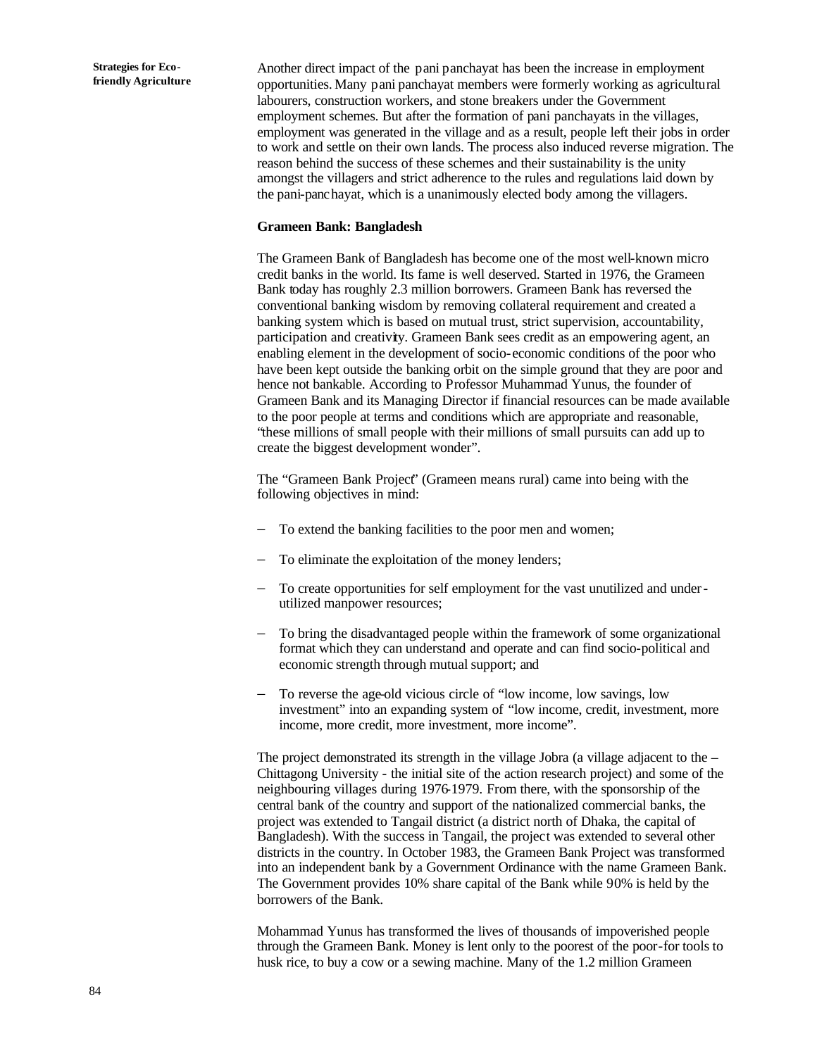Another direct impact of the pani panchayat has been the increase in employment opportunities. Many pani panchayat members were formerly working as agricultural labourers, construction workers, and stone breakers under the Government employment schemes. But after the formation of pani panchayats in the villages, employment was generated in the village and as a result, people left their jobs in order to work and settle on their own lands. The process also induced reverse migration. The reason behind the success of these schemes and their sustainability is the unity amongst the villagers and strict adherence to the rules and regulations laid down by the pani-panchayat, which is a unanimously elected body among the villagers.

**Grameen Bank: Bangladesh**

The Grameen Bank of Bangladesh has become one of the most well-known micro credit banks in the world. Its fame is well deserved. Started in 1976, the Grameen Bank today has roughly 2.3 million borrowers. Grameen Bank has reversed the conventional banking wisdom by removing collateral requirement and created a banking system which is based on mutual trust, strict supervision, accountability, participation and creativity. Grameen Bank sees credit as an empowering agent, an enabling element in the development of socio-economic conditions of the poor who have been kept outside the banking orbit on the simple ground that they are poor and hence not bankable. According to Professor Muhammad Yunus, the founder of Grameen Bank and its Managing Director if financial resources can be made available to the poor people at terms and conditions which are appropriate and reasonable, "these millions of small people with their millions of small pursuits can add up to create the biggest development wonder".

The "Grameen Bank Project" (Grameen means rural) came into being with the following objectives in mind:

- To extend the banking facilities to the poor men and women;
- To eliminate the exploitation of the money lenders;
- To create opportunities for self employment for the vast unutilized and under-utilized manpower resources;
- To bring the disadvantaged people within the framework of some organizational format which they can understand and operate and can find socio-political and economic strength through mutual support; and
- To reverse the age-old vicious circle of "low income, low savings, low investment" into an expanding system of "low income, credit, investment, more income, more credit, more investment, more income".

The project demonstrated its strength in the village Jobra (a village adjacent to the – Chittagong University - the initial site of the action research project) and some of the neighbouring villages during 1976-1979. From there, with the sponsorship of the central bank of the country and support of the nationalized commercial banks, the project was extended to Tangail district (a district north of Dhaka, the capital of Bangladesh). With the success in Tangail, the project was extended to several other districts in the country. In October 1983, the Grameen Bank Project was transformed into an independent bank by a Government Ordinance with the name Grameen Bank. The Government provides 10% share capital of the Bank while 90% is held by the borrowers of the Bank.

Mohammad Yunus has transformed the lives of thousands of impoverished people through the Grameen Bank. Money is lent only to the poorest of the poor-for tools to husk rice, to buy a cow or a sewing machine. Many of the 1.2 million Grameen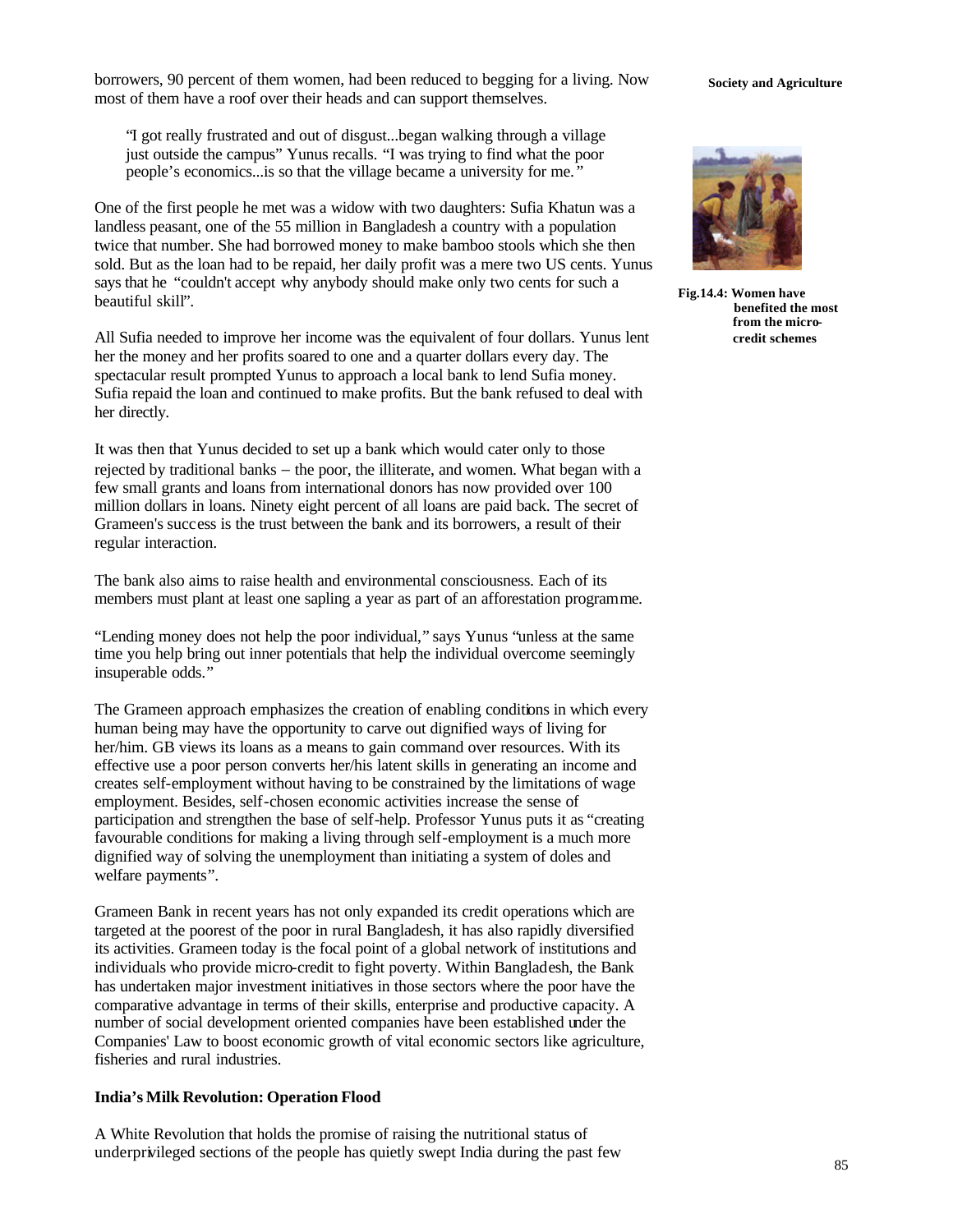borrowers, 90 percent of them women, had been reduced to begging for a living. Now most of them have a roof over their heads and can support themselves.

> "I got really frustrated and out of disgust...began walking through a village just outside the campus" Yunus recalls. "I was trying to find what the poor people's economics...is so that the village became a university for me."

One of the first people he met was a widow with two daughters: Sufia Khatun was a landless peasant, one of the 55 million in Bangladesh a country with a population twice that number. She had borrowed money to make bamboo stools which she then sold. But as the loan had to be repaid, her daily profit was a mere two US cents. Yunus says that he "couldn't accept why anybody should make only two cents for such a beautiful skill".

Fig.14.4: Women have benefited the most from the micro-credit schemes

All Sufia needed to improve her income was the equivalent of four dollars. Yunus lent her the money and her profits soared to one and a quarter dollars every day. The spectacular result prompted Yunus to approach a local bank to lend Sufia money. Sufia repaid the loan and continued to make profits. But the bank refused to deal with her directly.

It was then that Yunus decided to set up a bank which would cater only to those rejected by traditional banks – the poor, the illiterate, and women. What began with a few small grants and loans from international donors has now provided over 100 million dollars in loans. Ninety eight percent of all loans are paid back. The secret of Grameen's success is the trust between the bank and its borrowers, a result of their regular interaction.

The bank also aims to raise health and environmental consciousness. Each of its members must plant at least one sapling a year as part of an afforestation programme.

"Lending money does not help the poor individual," says Yunus "unless at the same time you help bring out inner potentials that help the individual overcome seemingly insuperable odds."

The Grameen approach emphasizes the creation of enabling conditions in which every human being may have the opportunity to carve out dignified ways of living for her/him. GB views its loans as a means to gain command over resources. With its effective use a poor person converts her/his latent skills in generating an income and creates self-employment without having to be constrained by the limitations of wage employment. Besides, self-chosen economic activities increase the sense of participation and strengthen the base of self-help. Professor Yunus puts it as "creating favourable conditions for making a living through self-employment is a much more dignified way of solving the unemployment than initiating a system of doles and welfare payments".

Grameen Bank in recent years has not only expanded its credit operations which are targeted at the poorest of the poor in rural Bangladesh, it has also rapidly diversified its activities. Grameen today is the focal point of a global network of institutions and individuals who provide micro-credit to fight poverty. Within Bangladesh, the Bank has undertaken major investment initiatives in those sectors where the poor have the comparative advantage in terms of their skills, enterprise and productive capacity. A number of social development oriented companies have been established under the Companies' Law to boost economic growth of vital economic sectors like agriculture, fisheries and rural industries.

### India's Milk Revolution: Operation Flood

A White Revolution that holds the promise of raising the nutritional status of underprivileged sections of the people has quietly swept India during the past few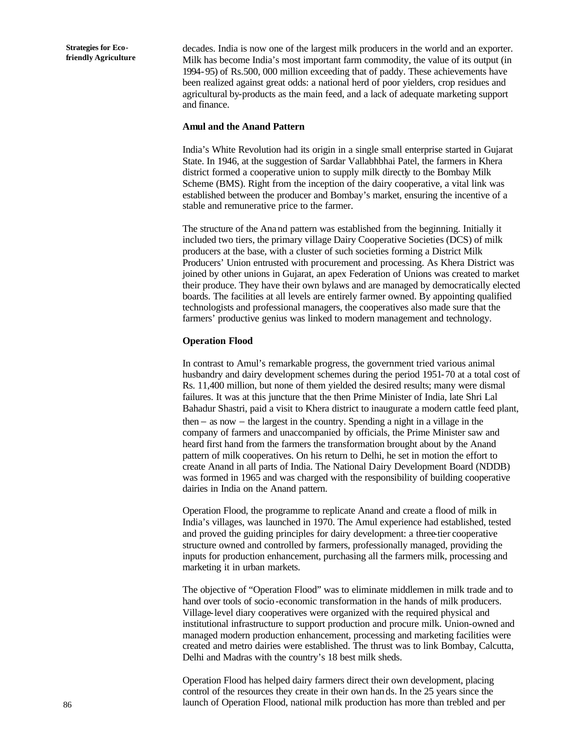decades. India is now one of the largest milk producers in the world and an exporter. Milk has become India's most important farm commodity, the value of its output (in 1994-95) of Rs.500, 000 million exceeding that of paddy. These achievements have been realized against great odds: a national herd of poor yielders, crop residues and agricultural by-products as the main feed, and a lack of adequate marketing support and finance.

### Amul and the Anand Pattern

India's White Revolution had its origin in a single small enterprise started in Gujarat State. In 1946, at the suggestion of Sardar Vallabhbhai Patel, the farmers in Khera district formed a cooperative union to supply milk directly to the Bombay Milk Scheme (BMS). Right from the inception of the dairy cooperative, a vital link was established between the producer and Bombay's market, ensuring the incentive of a stable and remunerative price to the farmer.

The structure of the Anand pattern was established from the beginning. Initially it included two tiers, the primary village Dairy Cooperative Societies (DCS) of milk producers at the base, with a cluster of such societies forming a District Milk Producers' Union entrusted with procurement and processing. As Khera District was joined by other unions in Gujarat, an apex Federation of Unions was created to market their produce. They have their own bylaws and are managed by democratically elected boards. The facilities at all levels are entirely farmer owned. By appointing qualified technologists and professional managers, the cooperatives also made sure that the farmers' productive genius was linked to modern management and technology.

### Operation Flood

In contrast to Amul's remarkable progress, the government tried various animal husbandry and dairy development schemes during the period 1951-70 at a total cost of Rs. 11,400 million, but none of them yielded the desired results; many were dismal failures. It was at this juncture that the then Prime Minister of India, late Shri Lal Bahadur Shastri, paid a visit to Khera district to inaugurate a modern cattle feed plant, then – as now – the largest in the country. Spending a night in a village in the company of farmers and unaccompanied by officials, the Prime Minister saw and heard first hand from the farmers the transformation brought about by the Anand pattern of milk cooperatives. On his return to Delhi, he set in motion the effort to create Anand in all parts of India. The National Dairy Development Board (NDDB) was formed in 1965 and was charged with the responsibility of building cooperative dairies in India on the Anand pattern.

Operation Flood, the programme to replicate Anand and create a flood of milk in India's villages, was launched in 1970. The Amul experience had established, tested and proved the guiding principles for dairy development: a three-tier cooperative structure owned and controlled by farmers, professionally managed, providing the inputs for production enhancement, purchasing all the farmers milk, processing and marketing it in urban markets.

The objective of "Operation Flood" was to eliminate middlemen in milk trade and to hand over tools of socio-economic transformation in the hands of milk producers. Village-level diary cooperatives were organized with the required physical and institutional infrastructure to support production and procure milk. Union-owned and managed modern production enhancement, processing and marketing facilities were created and metro dairies were established. The thrust was to link Bombay, Calcutta, Delhi and Madras with the country's 18 best milk sheds.

Operation Flood has helped dairy farmers direct their own development, placing control of the resources they create in their own hands. In the 25 years since the launch of Operation Flood, national milk production has more than trebled and per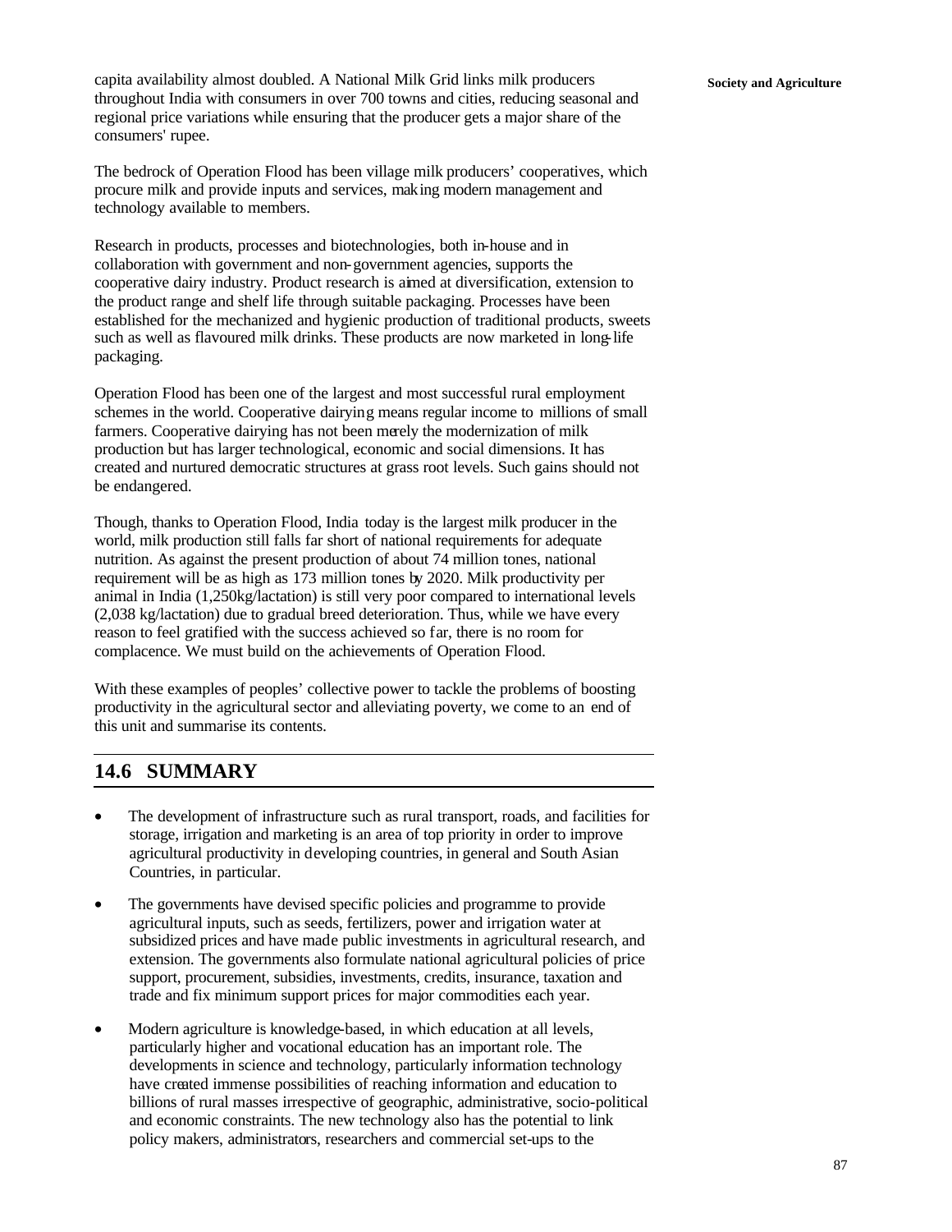capita availability almost doubled. A National Milk Grid links milk producers throughout India with consumers in over 700 towns and cities, reducing seasonal and regional price variations while ensuring that the producer gets a major share of the consumers' rupee.

The bedrock of Operation Flood has been village milk producers' cooperatives, which procure milk and provide inputs and services, making modern management and technology available to members.

Research in products, processes and biotechnologies, both in-house and in collaboration with government and non-government agencies, supports the cooperative dairy industry. Product research is aimed at diversification, extension to the product range and shelf life through suitable packaging. Processes have been established for the mechanized and hygienic production of traditional products, sweets such as well as flavoured milk drinks. These products are now marketed in long-life packaging.

Operation Flood has been one of the largest and most successful rural employment schemes in the world. Cooperative dairying means regular income to millions of small farmers. Cooperative dairying has not been merely the modernization of milk production but has larger technological, economic and social dimensions. It has created and nurtured democratic structures at grass root levels. Such gains should not be endangered.

Though, thanks to Operation Flood, India today is the largest milk producer in the world, milk production still falls far short of national requirements for adequate nutrition. As against the present production of about 74 million tones, national requirement will be as high as 173 million tones by 2020. Milk productivity per animal in India (1,250kg/lactation) is still very poor compared to international levels (2,038 kg/lactation) due to gradual breed deterioration. Thus, while we have every reason to feel gratified with the success achieved so far, there is no room for complacence. We must build on the achievements of Operation Flood.

With these examples of peoples' collective power to tackle the problems of boosting productivity in the agricultural sector and alleviating poverty, we come to an end of this unit and summarise its contents.

## 14.6 SUMMARY

- The development of infrastructure such as rural transport, roads, and facilities for storage, irrigation and marketing is an area of top priority in order to improve agricultural productivity in developing countries, in general and South Asian Countries, in particular.
- The governments have devised specific policies and programme to provide agricultural inputs, such as seeds, fertilizers, power and irrigation water at subsidized prices and have made public investments in agricultural research, and extension. The governments also formulate national agricultural policies of price support, procurement, subsidies, investments, credits, insurance, taxation and trade and fix minimum support prices for major commodities each year.
- Modern agriculture is knowledge-based, in which education at all levels, particularly higher and vocational education has an important role. The developments in science and technology, particularly information technology have created immense possibilities of reaching information and education to billions of rural masses irrespective of geographic, administrative, socio-political and economic constraints. The new technology also has the potential to link policy makers, administrators, researchers and commercial set-ups to the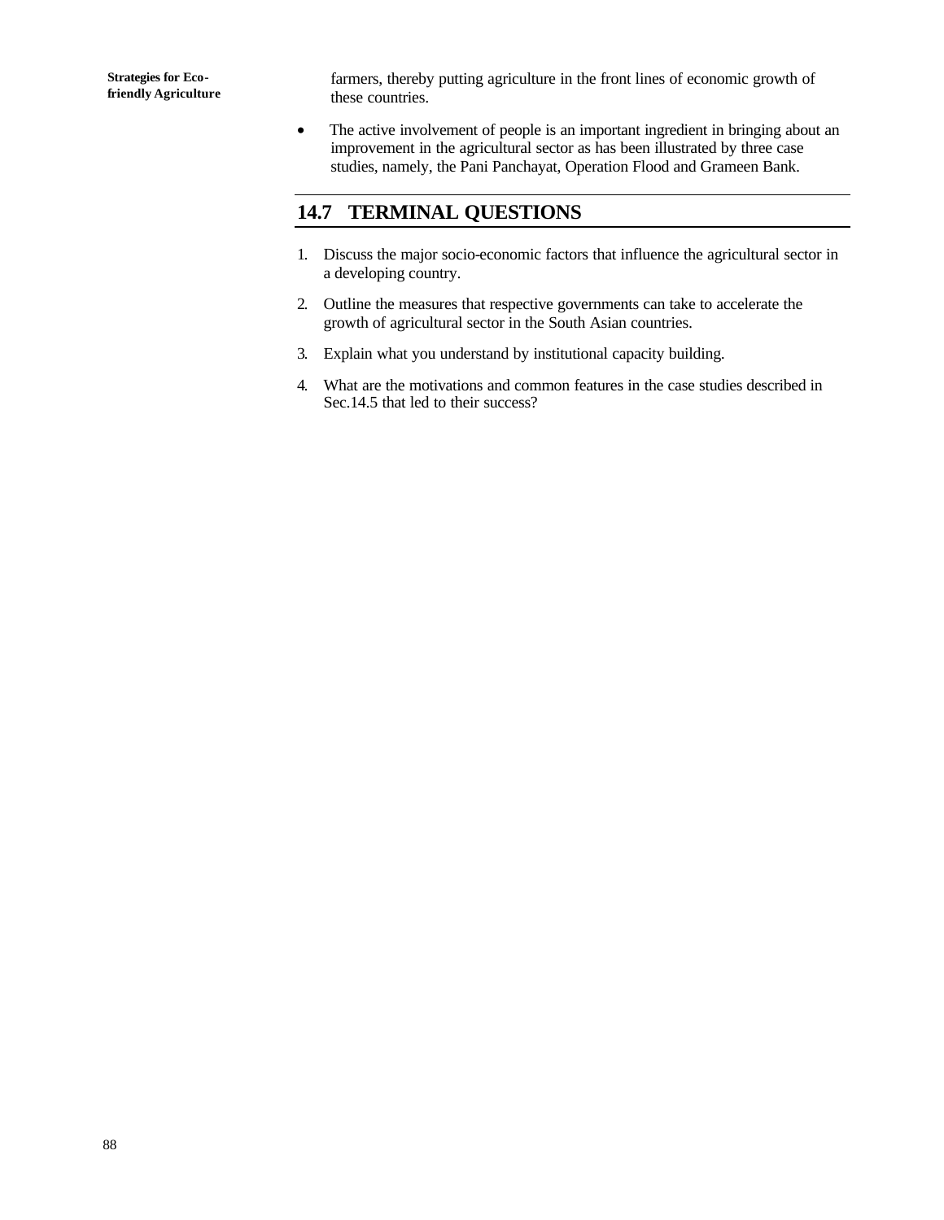farmers, thereby putting agriculture in the front lines of economic growth of these countries.

- The active involvement of people is an important ingredient in bringing about an improvement in the agricultural sector as has been illustrated by three case studies, namely, the Pani Panchayat, Operation Flood and Grameen Bank.

## 14.7 TERMINAL QUESTIONS

1. Discuss the major socio-economic factors that influence the agricultural sector in a developing country.
2. Outline the measures that respective governments can take to accelerate the growth of agricultural sector in the South Asian countries.
3. Explain what you understand by institutional capacity building.
4. What are the motivations and common features in the case studies described in Sec.14.5 that led to their success?